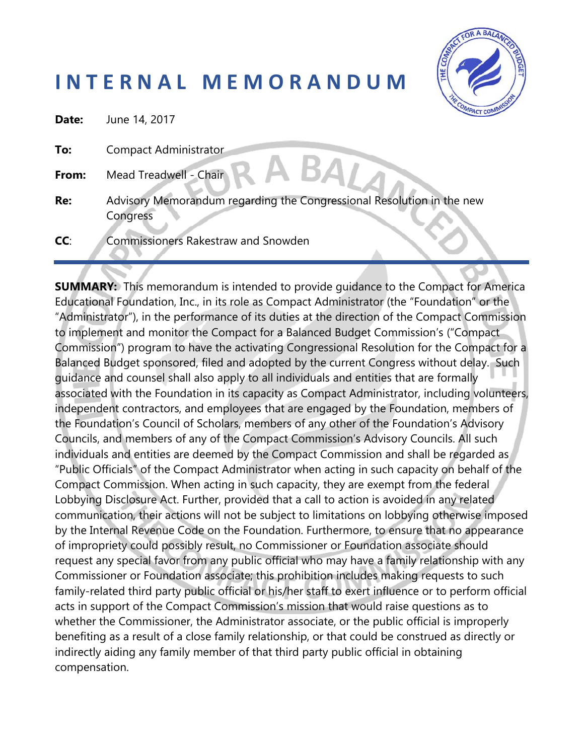# INTERNAL MEMORANDUM

**Date:** June 14, 2017

**To:** Compact Administrator

**From:** Mead Treadwell - Chair

**Re:** Advisory Memorandum regarding the Congressional Resolution in the new Congress

**CC**: Commissioners Rakestraw and Snowden

---

**SUMMARY:** This memorandum is intended to provide guidance to the Compact for America Educational Foundation, Inc., in its role as Compact Administrator (the "Foundation" or the "Administrator"), in the performance of its duties at the direction of the Compact Commission to implement and monitor the Compact for a Balanced Budget Commission's ("Compact Commission") program to have the activating Congressional Resolution for the Compact for a Balanced Budget sponsored, filed and adopted by the current Congress without delay. Such guidance and counsel shall also apply to all individuals and entities that are formally associated with the Foundation in its capacity as Compact Administrator, including volunteers, independent contractors, and employees that are engaged by the Foundation, members of the Foundation's Council of Scholars, members of any other of the Foundation's Advisory Councils, and members of any of the Compact Commission's Advisory Councils. All such individuals and entities are deemed by the Compact Commission and shall be regarded as "Public Officials" of the Compact Administrator when acting in such capacity on behalf of the Compact Commission. When acting in such capacity, they are exempt from the federal Lobbying Disclosure Act. Further, provided that a call to action is avoided in any related communication, their actions will not be subject to limitations on lobbying otherwise imposed by the Internal Revenue Code on the Foundation. Furthermore, to ensure that no appearance of impropriety could possibly result, no Commissioner or Foundation associate should request any special favor from any public official who may have a family relationship with any Commissioner or Foundation associate; this prohibition includes making requests to such family-related third party public official or his/her staff to exert influence or to perform official acts in support of the Compact Commission's mission that would raise questions as to whether the Commissioner, the Administrator associate, or the public official is improperly benefiting as a result of a close family relationship, or that could be construed as directly or indirectly aiding any family member of that third party public official in obtaining compensation.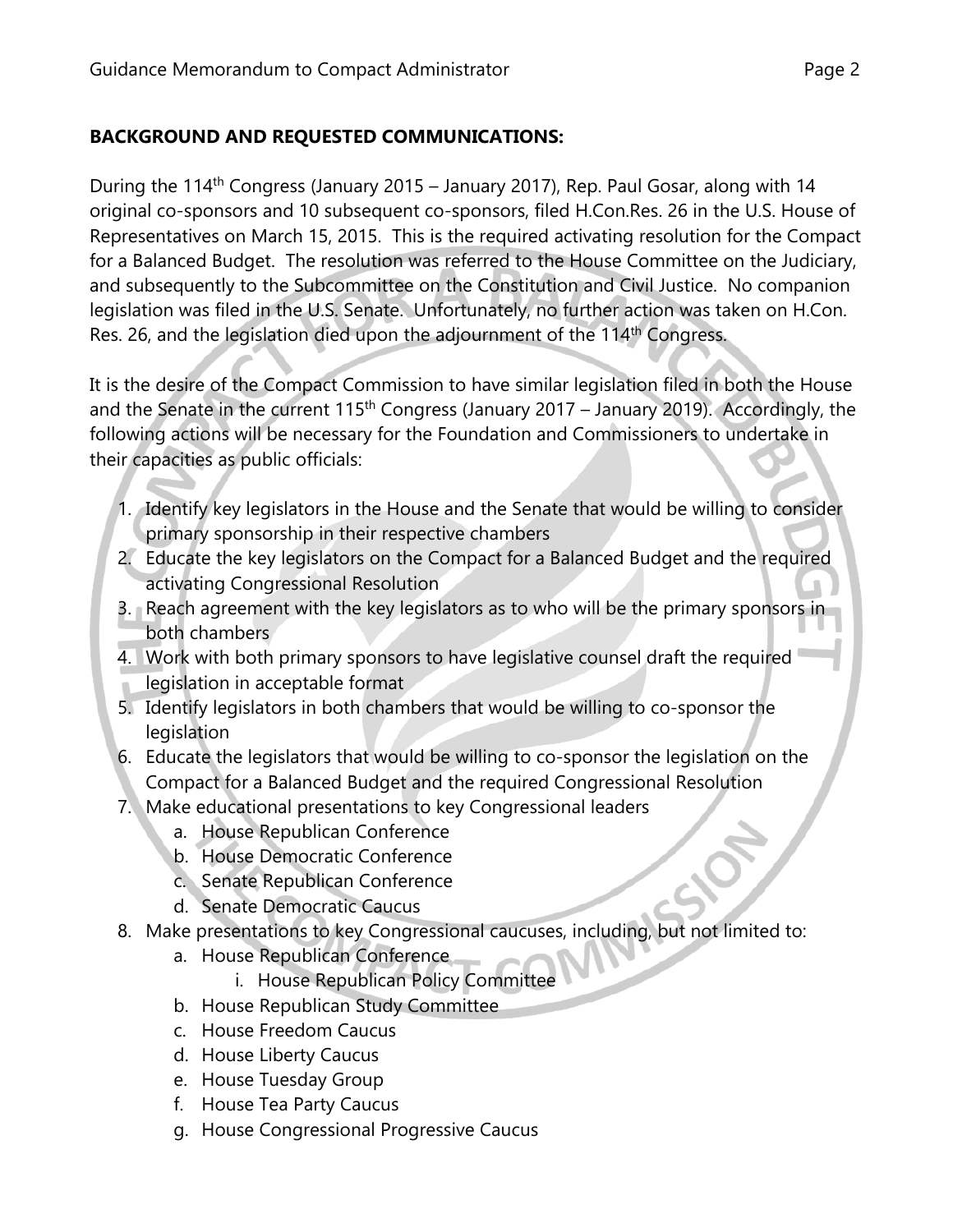**BACKGROUND AND REQUESTED COMMUNICATIONS:**

During the 114th Congress (January 2015 – January 2017), Rep. Paul Gosar, along with 14 original co-sponsors and 10 subsequent co-sponsors, filed H.Con.Res. 26 in the U.S. House of Representatives on March 15, 2015. This is the required activating resolution for the Compact for a Balanced Budget. The resolution was referred to the House Committee on the Judiciary, and subsequently to the Subcommittee on the Constitution and Civil Justice. No companion legislation was filed in the U.S. Senate. Unfortunately, no further action was taken on H.Con. Res. 26, and the legislation died upon the adjournment of the 114th Congress.

It is the desire of the Compact Commission to have similar legislation filed in both the House and the Senate in the current 115th Congress (January 2017 – January 2019). Accordingly, the following actions will be necessary for the Foundation and Commissioners to undertake in their capacities as public officials:

1. Identify key legislators in the House and the Senate that would be willing to consider primary sponsorship in their respective chambers
2. Educate the key legislators on the Compact for a Balanced Budget and the required activating Congressional Resolution
3. Reach agreement with the key legislators as to who will be the primary sponsors in both chambers
4. Work with both primary sponsors to have legislative counsel draft the required legislation in acceptable format
5. Identify legislators in both chambers that would be willing to co-sponsor the legislation
6. Educate the legislators that would be willing to co-sponsor the legislation on the Compact for a Balanced Budget and the required Congressional Resolution
7. Make educational presentations to key Congressional leaders
   a. House Republican Conference
   b. House Democratic Conference
   c. Senate Republican Conference
   d. Senate Democratic Caucus
8. Make presentations to key Congressional caucuses, including, but not limited to:
   a. House Republican Conference
      i. House Republican Policy Committee
   b. House Republican Study Committee
   c. House Freedom Caucus
   d. House Liberty Caucus
   e. House Tuesday Group
   f. House Tea Party Caucus
   g. House Congressional Progressive Caucus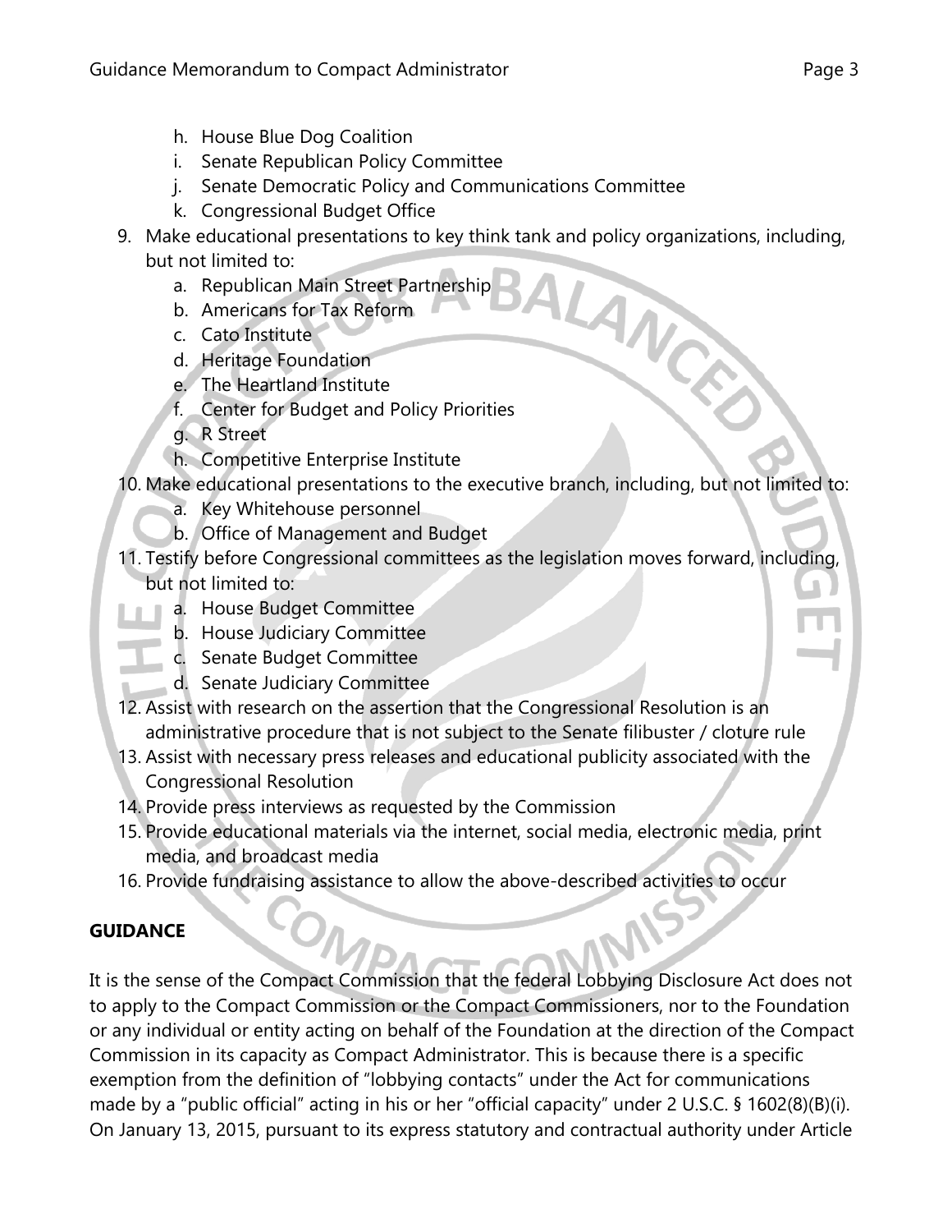h. House Blue Dog Coalition
   i. Senate Republican Policy Committee
   j. Senate Democratic Policy and Communications Committee
   k. Congressional Budget Office

9. Make educational presentations to key think tank and policy organizations, including, but not limited to:
   a. Republican Main Street Partnership
   b. Americans for Tax Reform
   c. Cato Institute
   d. Heritage Foundation
   e. The Heartland Institute
   f. Center for Budget and Policy Priorities
   g. R Street
   h. Competitive Enterprise Institute
10. Make educational presentations to the executive branch, including, but not limited to:
    a. Key Whitehouse personnel
    b. Office of Management and Budget
11. Testify before Congressional committees as the legislation moves forward, including, but not limited to:
    a. House Budget Committee
    b. House Judiciary Committee
    c. Senate Budget Committee
    d. Senate Judiciary Committee
12. Assist with research on the assertion that the Congressional Resolution is an administrative procedure that is not subject to the Senate filibuster / cloture rule
13. Assist with necessary press releases and educational publicity associated with the Congressional Resolution
14. Provide press interviews as requested by the Commission
15. Provide educational materials via the internet, social media, electronic media, print media, and broadcast media
16. Provide fundraising assistance to allow the above-described activities to occur

**GUIDANCE**

It is the sense of the Compact Commission that the federal Lobbying Disclosure Act does not to apply to the Compact Commission or the Compact Commissioners, nor to the Foundation or any individual or entity acting on behalf of the Foundation at the direction of the Compact Commission in its capacity as Compact Administrator. This is because there is a specific exemption from the definition of "lobbying contacts" under the Act for communications made by a "public official" acting in his or her "official capacity" under 2 U.S.C. § 1602(8)(B)(i). On January 13, 2015, pursuant to its express statutory and contractual authority under Article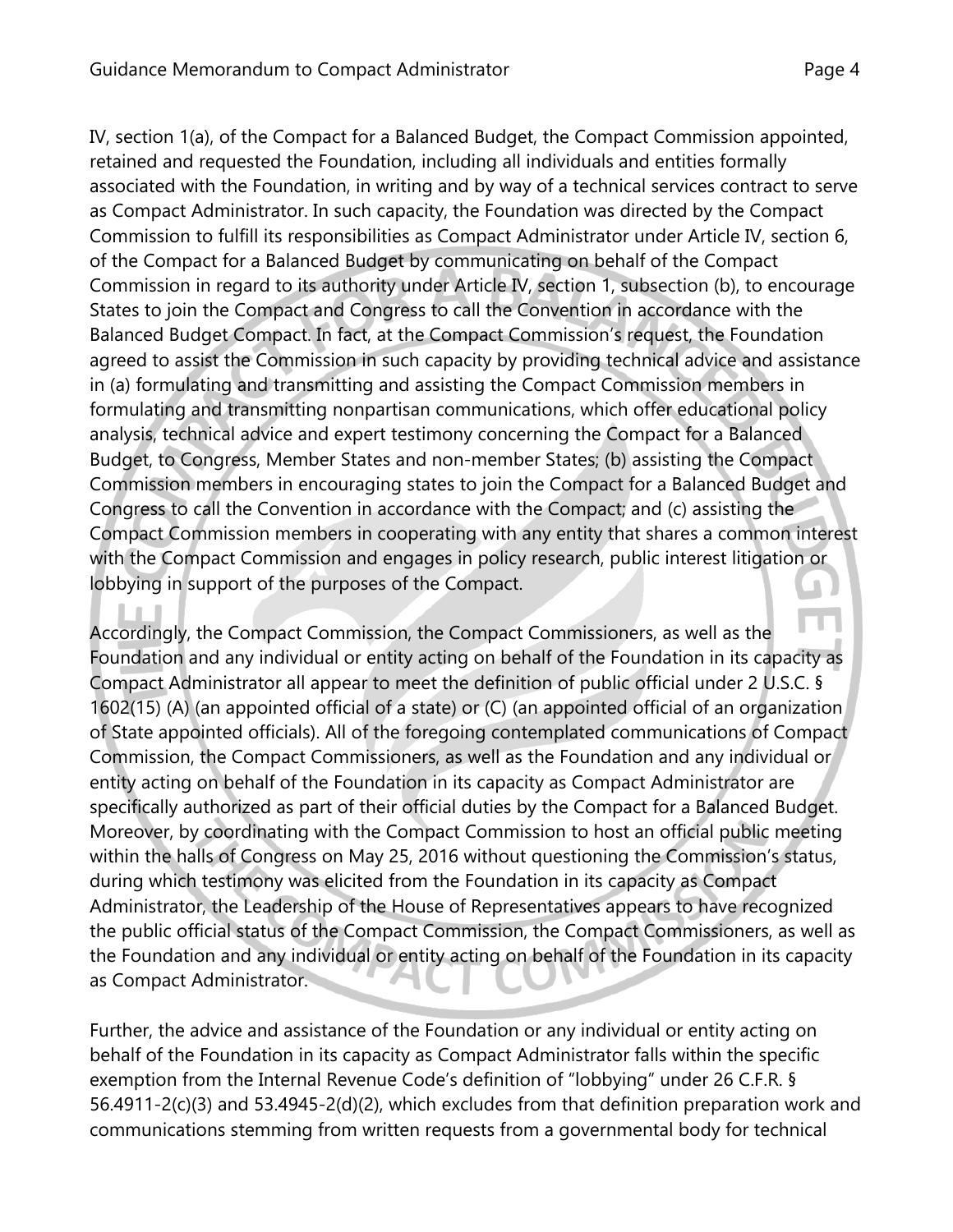IV, section 1(a), of the Compact for a Balanced Budget, the Compact Commission appointed, retained and requested the Foundation, including all individuals and entities formally associated with the Foundation, in writing and by way of a technical services contract to serve as Compact Administrator. In such capacity, the Foundation was directed by the Compact Commission to fulfill its responsibilities as Compact Administrator under Article IV, section 6, of the Compact for a Balanced Budget by communicating on behalf of the Compact Commission in regard to its authority under Article IV, section 1, subsection (b), to encourage States to join the Compact and Congress to call the Convention in accordance with the Balanced Budget Compact. In fact, at the Compact Commission's request, the Foundation agreed to assist the Commission in such capacity by providing technical advice and assistance in (a) formulating and transmitting and assisting the Compact Commission members in formulating and transmitting nonpartisan communications, which offer educational policy analysis, technical advice and expert testimony concerning the Compact for a Balanced Budget, to Congress, Member States and non-member States; (b) assisting the Compact Commission members in encouraging states to join the Compact for a Balanced Budget and Congress to call the Convention in accordance with the Compact; and (c) assisting the Compact Commission members in cooperating with any entity that shares a common interest with the Compact Commission and engages in policy research, public interest litigation or lobbying in support of the purposes of the Compact.

Accordingly, the Compact Commission, the Compact Commissioners, as well as the Foundation and any individual or entity acting on behalf of the Foundation in its capacity as Compact Administrator all appear to meet the definition of public official under 2 U.S.C. § 1602(15) (A) (an appointed official of a state) or (C) (an appointed official of an organization of State appointed officials). All of the foregoing contemplated communications of Compact Commission, the Compact Commissioners, as well as the Foundation and any individual or entity acting on behalf of the Foundation in its capacity as Compact Administrator are specifically authorized as part of their official duties by the Compact for a Balanced Budget. Moreover, by coordinating with the Compact Commission to host an official public meeting within the halls of Congress on May 25, 2016 without questioning the Commission's status, during which testimony was elicited from the Foundation in its capacity as Compact Administrator, the Leadership of the House of Representatives appears to have recognized the public official status of the Compact Commission, the Compact Commissioners, as well as the Foundation and any individual or entity acting on behalf of the Foundation in its capacity as Compact Administrator.

Further, the advice and assistance of the Foundation or any individual or entity acting on behalf of the Foundation in its capacity as Compact Administrator falls within the specific exemption from the Internal Revenue Code's definition of "lobbying" under 26 C.F.R. § 56.4911-2(c)(3) and 53.4945-2(d)(2), which excludes from that definition preparation work and communications stemming from written requests from a governmental body for technical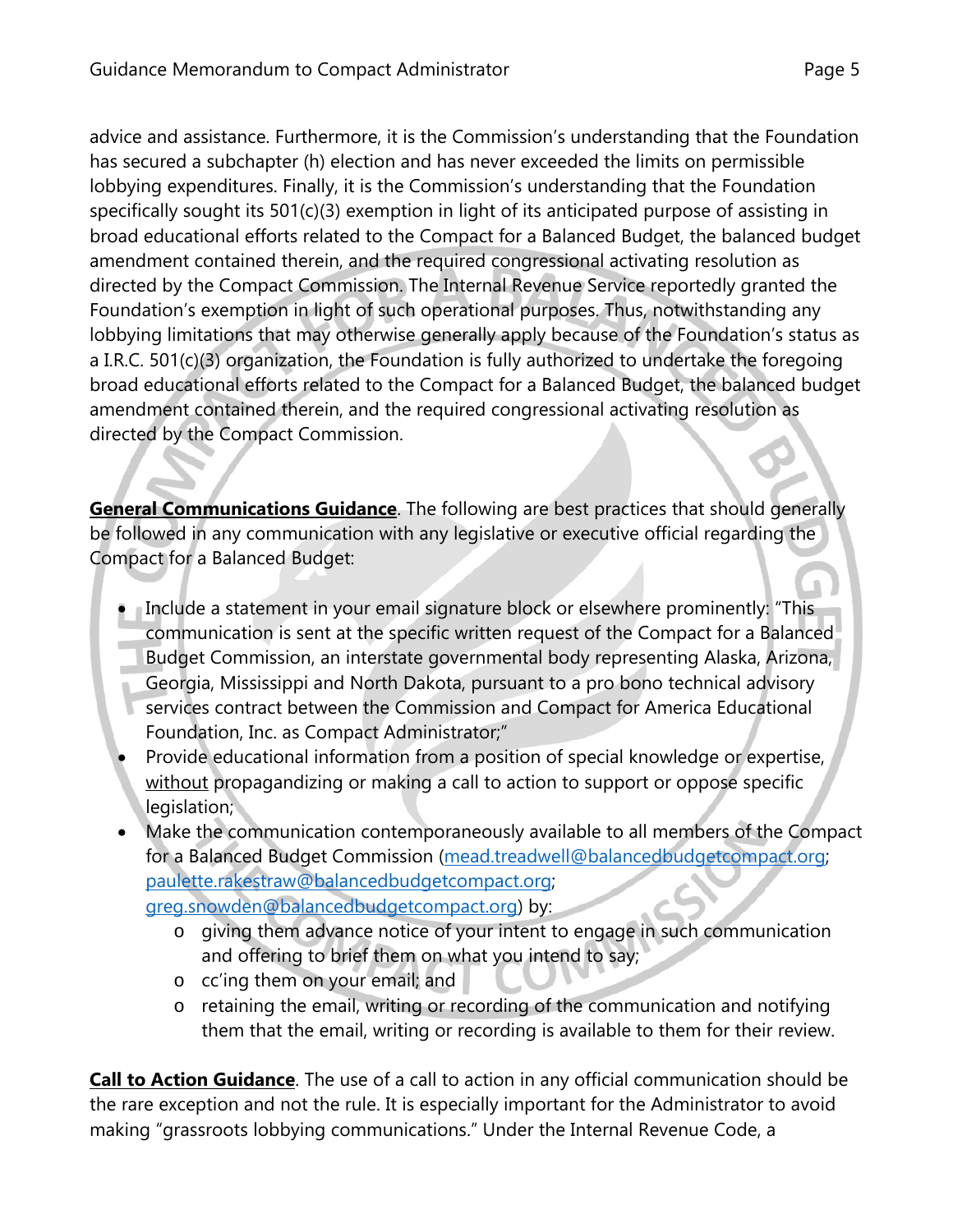advice and assistance. Furthermore, it is the Commission's understanding that the Foundation has secured a subchapter (h) election and has never exceeded the limits on permissible lobbying expenditures. Finally, it is the Commission's understanding that the Foundation specifically sought its 501(c)(3) exemption in light of its anticipated purpose of assisting in broad educational efforts related to the Compact for a Balanced Budget, the balanced budget amendment contained therein, and the required congressional activating resolution as directed by the Compact Commission. The Internal Revenue Service reportedly granted the Foundation's exemption in light of such operational purposes. Thus, notwithstanding any lobbying limitations that may otherwise generally apply because of the Foundation's status as a I.R.C. 501(c)(3) organization, the Foundation is fully authorized to undertake the foregoing broad educational efforts related to the Compact for a Balanced Budget, the balanced budget amendment contained therein, and the required congressional activating resolution as directed by the Compact Commission.

**General Communications Guidance**. The following are best practices that should generally be followed in any communication with any legislative or executive official regarding the Compact for a Balanced Budget:

- Include a statement in your email signature block or elsewhere prominently: "This communication is sent at the specific written request of the Compact for a Balanced Budget Commission, an interstate governmental body representing Alaska, Arizona, Georgia, Mississippi and North Dakota, pursuant to a pro bono technical advisory services contract between the Commission and Compact for America Educational Foundation, Inc. as Compact Administrator;"
- Provide educational information from a position of special knowledge or expertise, without propagandizing or making a call to action to support or oppose specific legislation;
- Make the communication contemporaneously available to all members of the Compact for a Balanced Budget Commission (mead.treadwell@balancedbudgetcompact.org; paulette.rakestraw@balancedbudgetcompact.org; greg.snowden@balancedbudgetcompact.org) by:
  - giving them advance notice of your intent to engage in such communication and offering to brief them on what you intend to say;
  - cc'ing them on your email; and
  - retaining the email, writing or recording of the communication and notifying them that the email, writing or recording is available to them for their review.

**Call to Action Guidance**. The use of a call to action in any official communication should be the rare exception and not the rule. It is especially important for the Administrator to avoid making "grassroots lobbying communications." Under the Internal Revenue Code, a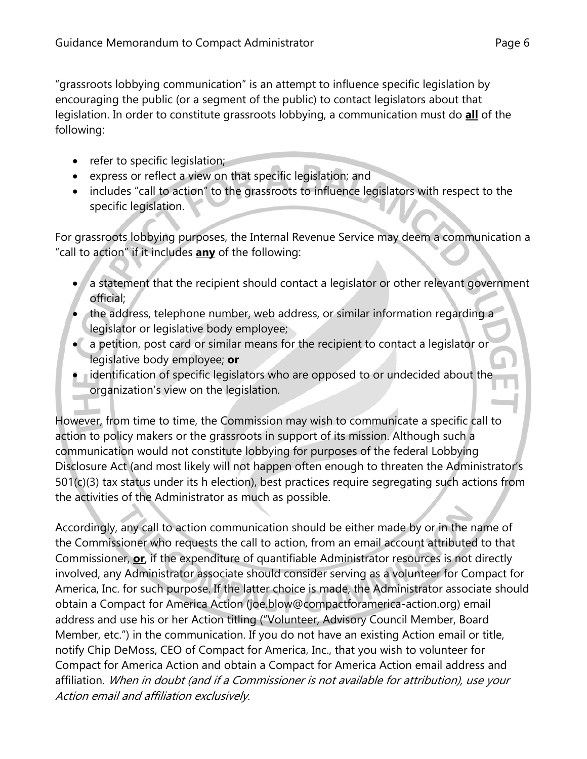"grassroots lobbying communication" is an attempt to influence specific legislation by encouraging the public (or a segment of the public) to contact legislators about that legislation. In order to constitute grassroots lobbying, a communication must do **all** of the following:

- refer to specific legislation;
- express or reflect a view on that specific legislation; and
- includes "call to action" to the grassroots to influence legislators with respect to the specific legislation.

For grassroots lobbying purposes, the Internal Revenue Service may deem a communication a "call to action" if it includes **any** of the following:

- a statement that the recipient should contact a legislator or other relevant government official;
- the address, telephone number, web address, or similar information regarding a legislator or legislative body employee;
- a petition, post card or similar means for the recipient to contact a legislator or legislative body employee; **or**
- identification of specific legislators who are opposed to or undecided about the organization's view on the legislation.

However, from time to time, the Commission may wish to communicate a specific call to action to policy makers or the grassroots in support of its mission. Although such a communication would not constitute lobbying for purposes of the federal Lobbying Disclosure Act (and most likely will not happen often enough to threaten the Administrator's 501(c)(3) tax status under its h election), best practices require segregating such actions from the activities of the Administrator as much as possible.

Accordingly, any call to action communication should be either made by or in the name of the Commissioner who requests the call to action, from an email account attributed to that Commissioner, **or**, if the expenditure of quantifiable Administrator resources is not directly involved, any Administrator associate should consider serving as a volunteer for Compact for America, Inc. for such purpose. If the latter choice is made, the Administrator associate should obtain a Compact for America Action (joe.blow@compactforamerica-action.org) email address and use his or her Action titling ("Volunteer, Advisory Council Member, Board Member, etc.") in the communication. If you do not have an existing Action email or title, notify Chip DeMoss, CEO of Compact for America, Inc., that you wish to volunteer for Compact for America Action and obtain a Compact for America Action email address and affiliation. *When in doubt (and if a Commissioner is not available for attribution), use your Action email and affiliation exclusively.*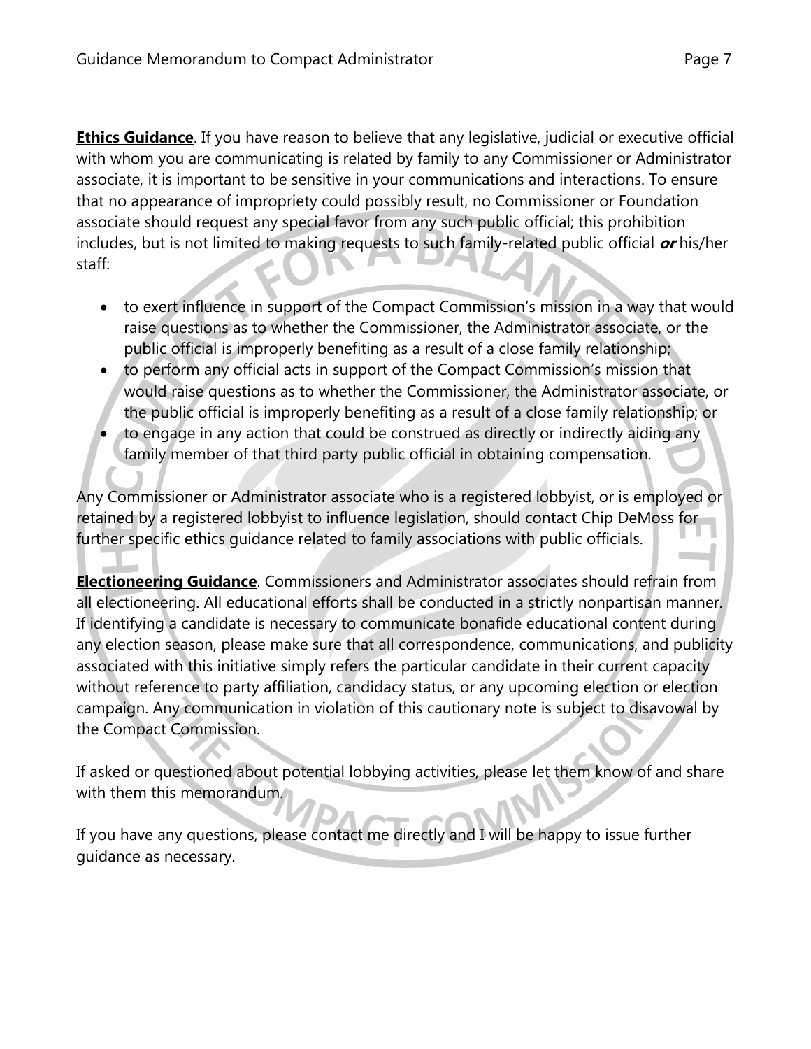**Ethics Guidance**. If you have reason to believe that any legislative, judicial or executive official with whom you are communicating is related by family to any Commissioner or Administrator associate, it is important to be sensitive in your communications and interactions. To ensure that no appearance of impropriety could possibly result, no Commissioner or Foundation associate should request any special favor from any such public official; this prohibition includes, but is not limited to making requests to such family-related public official ***or*** his/her staff:

- to exert influence in support of the Compact Commission's mission in a way that would raise questions as to whether the Commissioner, the Administrator associate, or the public official is improperly benefiting as a result of a close family relationship;
- to perform any official acts in support of the Compact Commission's mission that would raise questions as to whether the Commissioner, the Administrator associate, or the public official is improperly benefiting as a result of a close family relationship; or
- to engage in any action that could be construed as directly or indirectly aiding any family member of that third party public official in obtaining compensation.

Any Commissioner or Administrator associate who is a registered lobbyist, or is employed or retained by a registered lobbyist to influence legislation, should contact Chip DeMoss for further specific ethics guidance related to family associations with public officials.

**Electioneering Guidance**. Commissioners and Administrator associates should refrain from all electioneering. All educational efforts shall be conducted in a strictly nonpartisan manner. If identifying a candidate is necessary to communicate bonafide educational content during any election season, please make sure that all correspondence, communications, and publicity associated with this initiative simply refers the particular candidate in their current capacity without reference to party affiliation, candidacy status, or any upcoming election or election campaign. Any communication in violation of this cautionary note is subject to disavowal by the Compact Commission.

If asked or questioned about potential lobbying activities, please let them know of and share with them this memorandum.

If you have any questions, please contact me directly and I will be happy to issue further guidance as necessary.